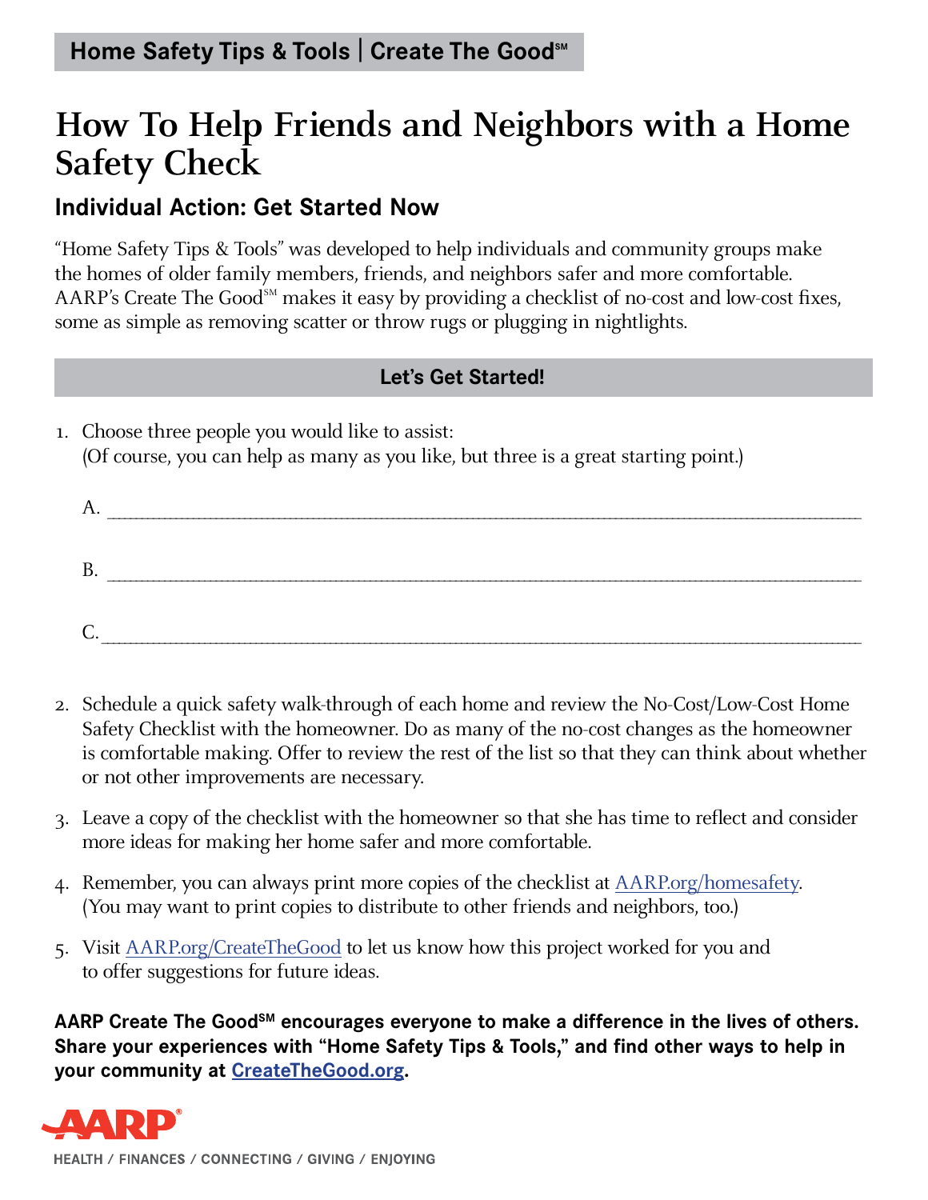**Home Safety Tips & Tools | Create The Good℠**

# How To Help Friends and Neighbors with a Home Safety Check

## Individual Action: Get Started Now

"Home Safety Tips & Tools" was developed to help individuals and community groups make the homes of older family members, friends, and neighbors safer and more comfortable. AARP's Create The Good℠ makes it easy by providing a checklist of no-cost and low-cost fixes, some as simple as removing scatter or throw rugs or plugging in nightlights.

### Let's Get Started!

1. Choose three people you would like to assist:
   (Of course, you can help as many as you like, but three is a great starting point.)

   A. ______________________________

   B. ______________________________

   C. ______________________________

2. Schedule a quick safety walk-through of each home and review the No-Cost/Low-Cost Home Safety Checklist with the homeowner. Do as many of the no-cost changes as the homeowner is comfortable making. Offer to review the rest of the list so that they can think about whether or not other improvements are necessary.

3. Leave a copy of the checklist with the homeowner so that she has time to reflect and consider more ideas for making her home safer and more comfortable.

4. Remember, you can always print more copies of the checklist at AARP.org/homesafety. (You may want to print copies to distribute to other friends and neighbors, too.)

5. Visit AARP.org/CreateTheGood to let us know how this project worked for you and to offer suggestions for future ideas.

**AARP Create The Good℠ encourages everyone to make a difference in the lives of others. Share your experiences with "Home Safety Tips & Tools," and find other ways to help in your community at CreateTheGood.org.**

AARP

HEALTH / FINANCES / CONNECTING / GIVING / ENJOYING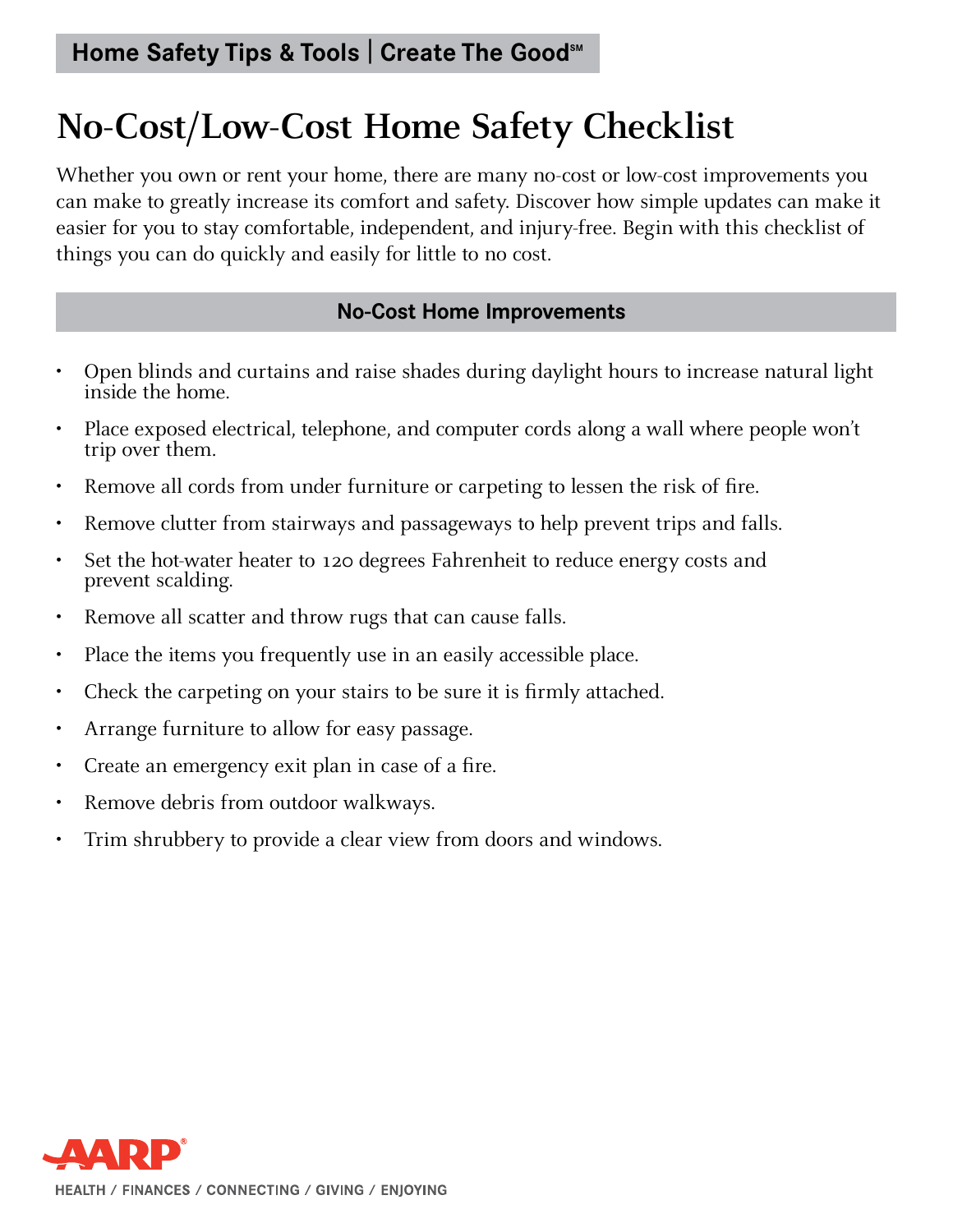**Home Safety Tips & Tools | Create The Good℠**

# No-Cost/Low-Cost Home Safety Checklist

Whether you own or rent your home, there are many no-cost or low-cost improvements you can make to greatly increase its comfort and safety. Discover how simple updates can make it easier for you to stay comfortable, independent, and injury-free. Begin with this checklist of things you can do quickly and easily for little to no cost.

## No-Cost Home Improvements

- Open blinds and curtains and raise shades during daylight hours to increase natural light inside the home.
- Place exposed electrical, telephone, and computer cords along a wall where people won't trip over them.
- Remove all cords from under furniture or carpeting to lessen the risk of fire.
- Remove clutter from stairways and passageways to help prevent trips and falls.
- Set the hot-water heater to 120 degrees Fahrenheit to reduce energy costs and prevent scalding.
- Remove all scatter and throw rugs that can cause falls.
- Place the items you frequently use in an easily accessible place.
- Check the carpeting on your stairs to be sure it is firmly attached.
- Arrange furniture to allow for easy passage.
- Create an emergency exit plan in case of a fire.
- Remove debris from outdoor walkways.
- Trim shrubbery to provide a clear view from doors and windows.

AARP

HEALTH / FINANCES / CONNECTING / GIVING / ENJOYING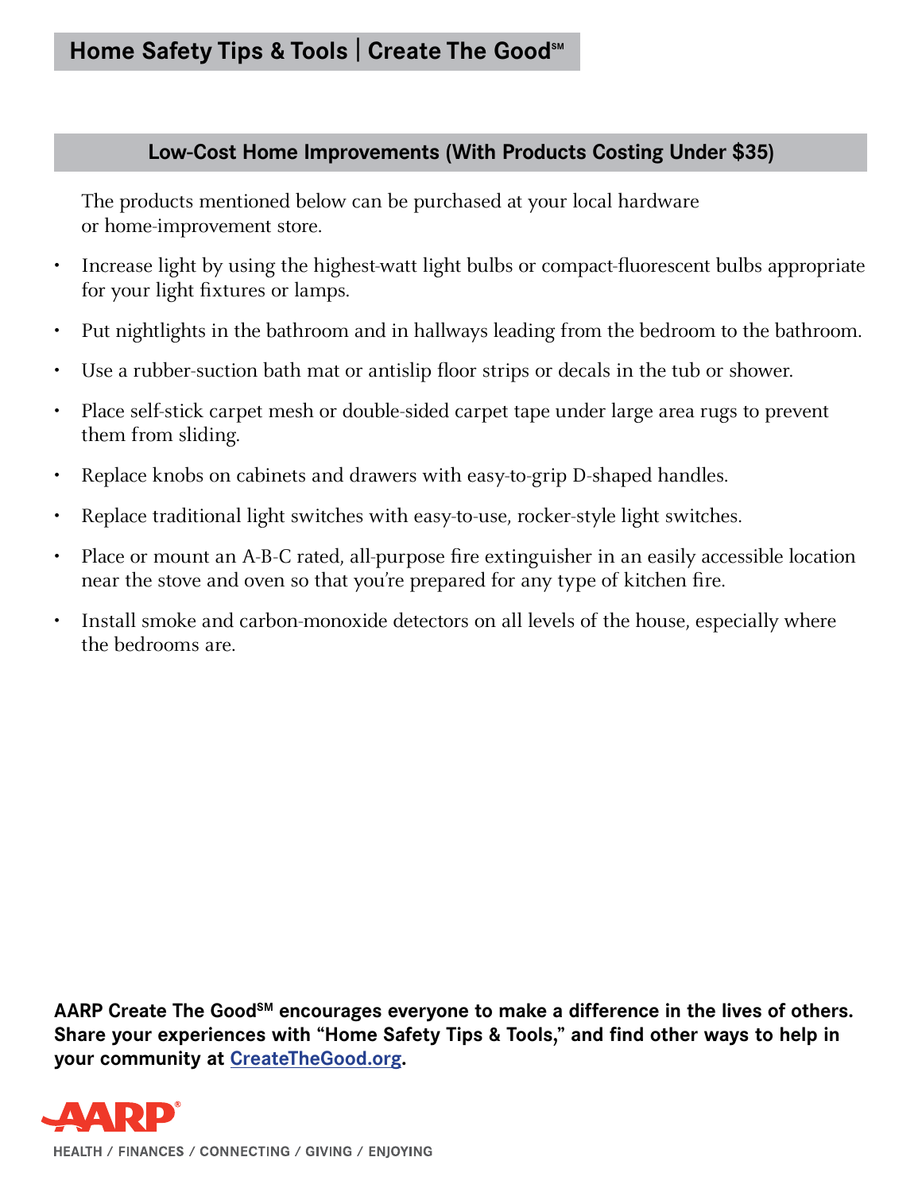# Home Safety Tips & Tools | Create The Good℠

## Low-Cost Home Improvements (With Products Costing Under $35)

The products mentioned below can be purchased at your local hardware or home-improvement store.

- Increase light by using the highest-watt light bulbs or compact-fluorescent bulbs appropriate for your light fixtures or lamps.
- Put nightlights in the bathroom and in hallways leading from the bedroom to the bathroom.
- Use a rubber-suction bath mat or antislip floor strips or decals in the tub or shower.
- Place self-stick carpet mesh or double-sided carpet tape under large area rugs to prevent them from sliding.
- Replace knobs on cabinets and drawers with easy-to-grip D-shaped handles.
- Replace traditional light switches with easy-to-use, rocker-style light switches.
- Place or mount an A-B-C rated, all-purpose fire extinguisher in an easily accessible location near the stove and oven so that you're prepared for any type of kitchen fire.
- Install smoke and carbon-monoxide detectors on all levels of the house, especially where the bedrooms are.

**AARP Create The Good℠ encourages everyone to make a difference in the lives of others. Share your experiences with "Home Safety Tips & Tools," and find other ways to help in your community at [CreateTheGood.org](http://CreateTheGood.org).**

AARP®

HEALTH / FINANCES / CONNECTING / GIVING / ENJOYING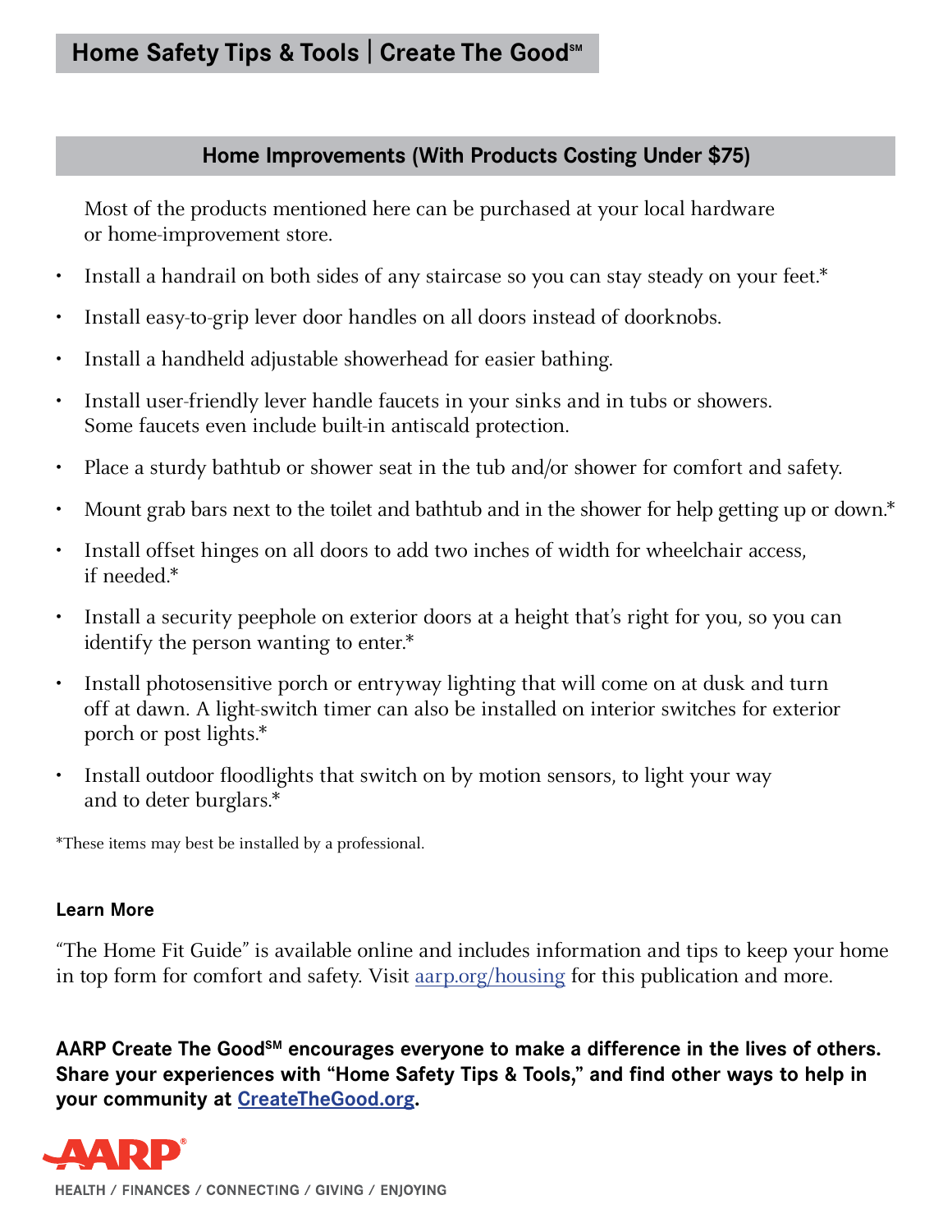## Home Safety Tips & Tools | Create The Good℠

### Home Improvements (With Products Costing Under $75)

Most of the products mentioned here can be purchased at your local hardware or home-improvement store.

- Install a handrail on both sides of any staircase so you can stay steady on your feet.*
- Install easy-to-grip lever door handles on all doors instead of doorknobs.
- Install a handheld adjustable showerhead for easier bathing.
- Install user-friendly lever handle faucets in your sinks and in tubs or showers. Some faucets even include built-in antiscald protection.
- Place a sturdy bathtub or shower seat in the tub and/or shower for comfort and safety.
- Mount grab bars next to the toilet and bathtub and in the shower for help getting up or down.*
- Install offset hinges on all doors to add two inches of width for wheelchair access, if needed.*
- Install a security peephole on exterior doors at a height that's right for you, so you can identify the person wanting to enter.*
- Install photosensitive porch or entryway lighting that will come on at dusk and turn off at dawn. A light-switch timer can also be installed on interior switches for exterior porch or post lights.*
- Install outdoor floodlights that switch on by motion sensors, to light your way and to deter burglars.*

*These items may best be installed by a professional.

**Learn More**

"The Home Fit Guide" is available online and includes information and tips to keep your home in top form for comfort and safety. Visit aarp.org/housing for this publication and more.

**AARP Create The Good℠ encourages everyone to make a difference in the lives of others. Share your experiences with "Home Safety Tips & Tools," and find other ways to help in your community at CreateTheGood.org.**

AARP®

HEALTH / FINANCES / CONNECTING / GIVING / ENJOYING